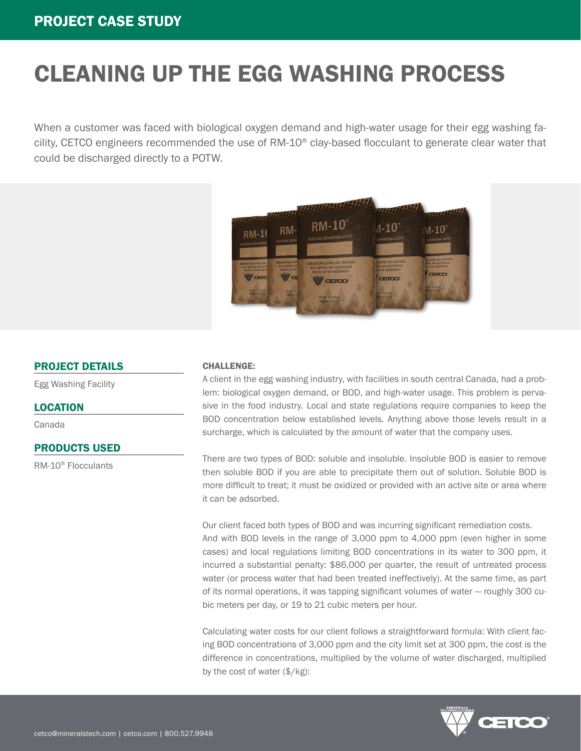PROJECT CASE STUDY

# CLEANING UP THE EGG WASHING PROCESS

When a customer was faced with biological oxygen demand and high-water usage for their egg washing facility, CETCO engineers recommended the use of RM-10® clay-based flocculant to generate clear water that could be discharged directly to a POTW.

## PROJECT DETAILS

Egg Washing Facility

## LOCATION

Canada

## PRODUCTS USED

RM-10® Flocculants

### CHALLENGE:

A client in the egg washing industry, with facilities in south central Canada, had a problem: biological oxygen demand, or BOD, and high-water usage. This problem is pervasive in the food industry. Local and state regulations require companies to keep the BOD concentration below established levels. Anything above those levels result in a surcharge, which is calculated by the amount of water that the company uses.

There are two types of BOD: soluble and insoluble. Insoluble BOD is easier to remove then soluble BOD if you are able to precipitate them out of solution. Soluble BOD is more difficult to treat; it must be oxidized or provided with an active site or area where it can be adsorbed.

Our client faced both types of BOD and was incurring significant remediation costs. And with BOD levels in the range of 3,000 ppm to 4,000 ppm (even higher in some cases) and local regulations limiting BOD concentrations in its water to 300 ppm, it incurred a substantial penalty: $86,000 per quarter, the result of untreated process water (or process water that had been treated ineffectively). At the same time, as part of its normal operations, it was tapping significant volumes of water — roughly 300 cubic meters per day, or 19 to 21 cubic meters per hour.

Calculating water costs for our client follows a straightforward formula: With client facing BOD concentrations of 3,000 ppm and the city limit set at 300 ppm, the cost is the difference in concentrations, multiplied by the volume of water discharged, multiplied by the cost of water ($/kg):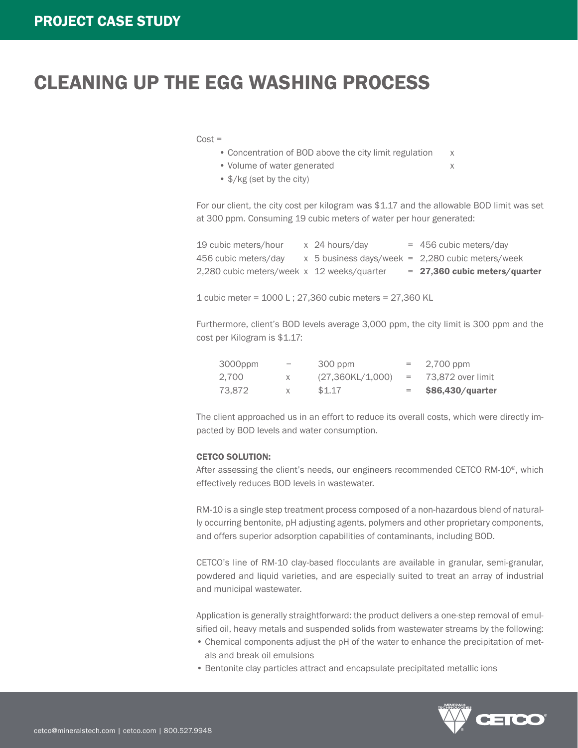# CLEANING UP THE EGG WASHING PROCESS

Cost =

- Concentration of BOD above the city limit regulation x
- Volume of water generated x
- $/kg (set by the city)

For our client, the city cost per kilogram was $1.17 and the allowable BOD limit was set at 300 ppm. Consuming 19 cubic meters of water per hour generated:

| | | | |
|---|---|---|---|
| 19 cubic meters/hour | x 24 hours/day | = | 456 cubic meters/day |
| 456 cubic meters/day | x 5 business days/week | = | 2,280 cubic meters/week |
| 2,280 cubic meters/week | x 12 weeks/quarter | = | **27,360 cubic meters/quarter** |

1 cubic meter = 1000 L ; 27,360 cubic meters = 27,360 KL

Furthermore, client's BOD levels average 3,000 ppm, the city limit is 300 ppm and the cost per Kilogram is $1.17:

| | | | | |
|---|---|---|---|---|
| 3000ppm | – | 300 ppm | = | 2,700 ppm |
| 2,700 | x | (27,360KL/1,000) | = | 73,872 over limit |
| 73,872 | x | $1.17 | = | **$86,430/quarter** |

The client approached us in an effort to reduce its overall costs, which were directly impacted by BOD levels and water consumption.

**CETCO SOLUTION:**

After assessing the client's needs, our engineers recommended CETCO RM-10®, which effectively reduces BOD levels in wastewater.

RM-10 is a single step treatment process composed of a non-hazardous blend of naturally occurring bentonite, pH adjusting agents, polymers and other proprietary components, and offers superior adsorption capabilities of contaminants, including BOD.

CETCO's line of RM-10 clay-based flocculants are available in granular, semi-granular, powdered and liquid varieties, and are especially suited to treat an array of industrial and municipal wastewater.

Application is generally straightforward: the product delivers a one-step removal of emulsified oil, heavy metals and suspended solids from wastewater streams by the following:

- Chemical components adjust the pH of the water to enhance the precipitation of metals and break oil emulsions
- Bentonite clay particles attract and encapsulate precipitated metallic ions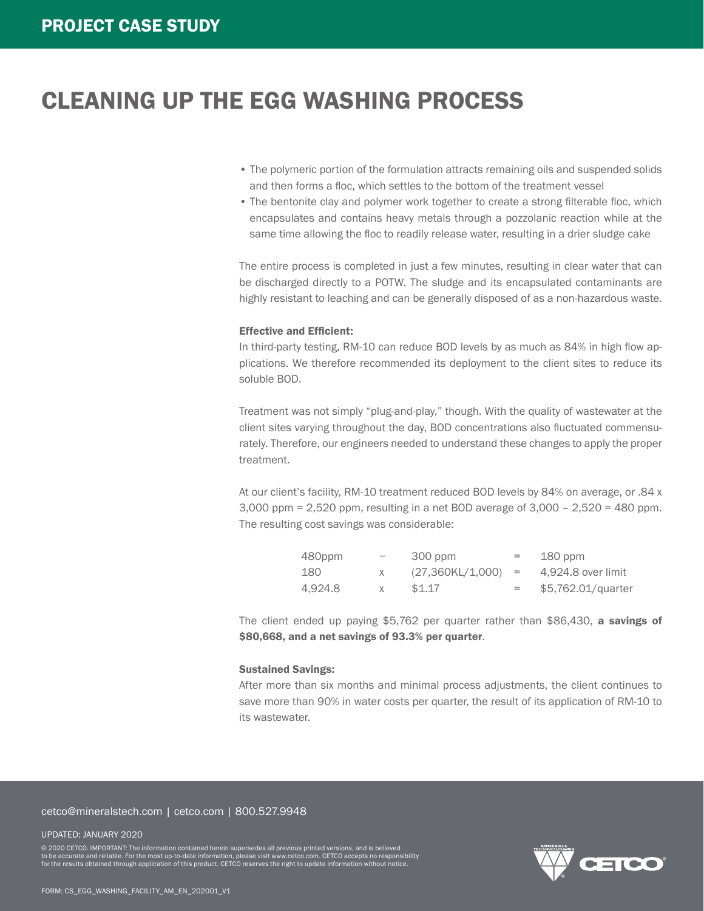# CLEANING UP THE EGG WASHING PROCESS

- The polymeric portion of the formulation attracts remaining oils and suspended solids and then forms a floc, which settles to the bottom of the treatment vessel
- The bentonite clay and polymer work together to create a strong filterable floc, which encapsulates and contains heavy metals through a pozzolanic reaction while at the same time allowing the floc to readily release water, resulting in a drier sludge cake

The entire process is completed in just a few minutes, resulting in clear water that can be discharged directly to a POTW. The sludge and its encapsulated contaminants are highly resistant to leaching and can be generally disposed of as a non-hazardous waste.

**Effective and Efficient:**

In third-party testing, RM-10 can reduce BOD levels by as much as 84% in high flow applications. We therefore recommended its deployment to the client sites to reduce its soluble BOD.

Treatment was not simply "plug-and-play," though. With the quality of wastewater at the client sites varying throughout the day, BOD concentrations also fluctuated commensurately. Therefore, our engineers needed to understand these changes to apply the proper treatment.

At our client's facility, RM-10 treatment reduced BOD levels by 84% on average, or .84 x 3,000 ppm = 2,520 ppm, resulting in a net BOD average of 3,000 – 2,520 = 480 ppm. The resulting cost savings was considerable:

| | | | | |
|---|---|---|---|---|
| 480ppm | – | 300 ppm | = | 180 ppm |
| 180 | x | (27,360KL/1,000) | = | 4,924.8 over limit |
| 4,924.8 | x | $1.17 | = | $5,762.01/quarter |

The client ended up paying $5,762 per quarter rather than $86,430, **a savings of $80,668, and a net savings of 93.3% per quarter**.

**Sustained Savings:**

After more than six months and minimal process adjustments, the client continues to save more than 90% in water costs per quarter, the result of its application of RM-10 to its wastewater.

cetco@mineralstech.com | cetco.com | 800.527.9948

UPDATED: JANUARY 2020

© 2020 CETCO. IMPORTANT: The information contained herein supersedes all previous printed versions, and is believed to be accurate and reliable. For the most up-to-date information, please visit www.cetco.com. CETCO accepts no responsibility for the results obtained through application of this product. CETCO reserves the right to update information without notice.

FORM: CS_EGG_WASHING_FACILITY_AM_EN_202001_V1